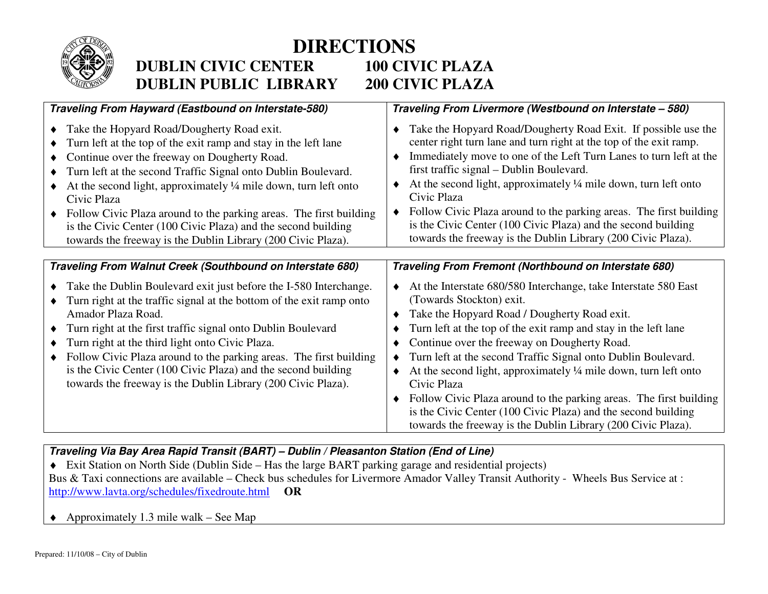# DIRECTIONS

## DUBLIN CIVIC CENTER 100 CIVIC PLAZA
## DUBLIN PUBLIC LIBRARY 200 CIVIC PLAZA

### *Traveling From Hayward (Eastbound on Interstate-580)*

- Take the Hopyard Road/Dougherty Road exit.
- Turn left at the top of the exit ramp and stay in the left lane
- Continue over the freeway on Dougherty Road.
- Turn left at the second Traffic Signal onto Dublin Boulevard.
- At the second light, approximately ¼ mile down, turn left onto Civic Plaza
- Follow Civic Plaza around to the parking areas. The first building is the Civic Center (100 Civic Plaza) and the second building towards the freeway is the Dublin Library (200 Civic Plaza).

### *Traveling From Livermore (Westbound on Interstate – 580)*

- Take the Hopyard Road/Dougherty Road Exit. If possible use the center right turn lane and turn right at the top of the exit ramp.
- Immediately move to one of the Left Turn Lanes to turn left at the first traffic signal – Dublin Boulevard.
- At the second light, approximately ¼ mile down, turn left onto Civic Plaza
- Follow Civic Plaza around to the parking areas. The first building is the Civic Center (100 Civic Plaza) and the second building towards the freeway is the Dublin Library (200 Civic Plaza).

### *Traveling From Walnut Creek (Southbound on Interstate 680)*

- Take the Dublin Boulevard exit just before the I-580 Interchange.
- Turn right at the traffic signal at the bottom of the exit ramp onto Amador Plaza Road.
- Turn right at the first traffic signal onto Dublin Boulevard
- Turn right at the third light onto Civic Plaza.
- Follow Civic Plaza around to the parking areas. The first building is the Civic Center (100 Civic Plaza) and the second building towards the freeway is the Dublin Library (200 Civic Plaza).

### *Traveling From Fremont (Northbound on Interstate 680)*

- At the Interstate 680/580 Interchange, take Interstate 580 East (Towards Stockton) exit.
- Take the Hopyard Road / Dougherty Road exit.
- Turn left at the top of the exit ramp and stay in the left lane
- Continue over the freeway on Dougherty Road.
- Turn left at the second Traffic Signal onto Dublin Boulevard.
- At the second light, approximately ¼ mile down, turn left onto Civic Plaza
- Follow Civic Plaza around to the parking areas. The first building is the Civic Center (100 Civic Plaza) and the second building towards the freeway is the Dublin Library (200 Civic Plaza).

### *Traveling Via Bay Area Rapid Transit (BART) – Dublin / Pleasanton Station (End of Line)*

- Exit Station on North Side (Dublin Side – Has the large BART parking garage and residential projects)

Bus & Taxi connections are available – Check bus schedules for Livermore Amador Valley Transit Authority - Wheels Bus Service at : http://www.lavta.org/schedules/fixedroute.html **OR**

- Approximately 1.3 mile walk – See Map

Prepared: 11/10/08 – City of Dublin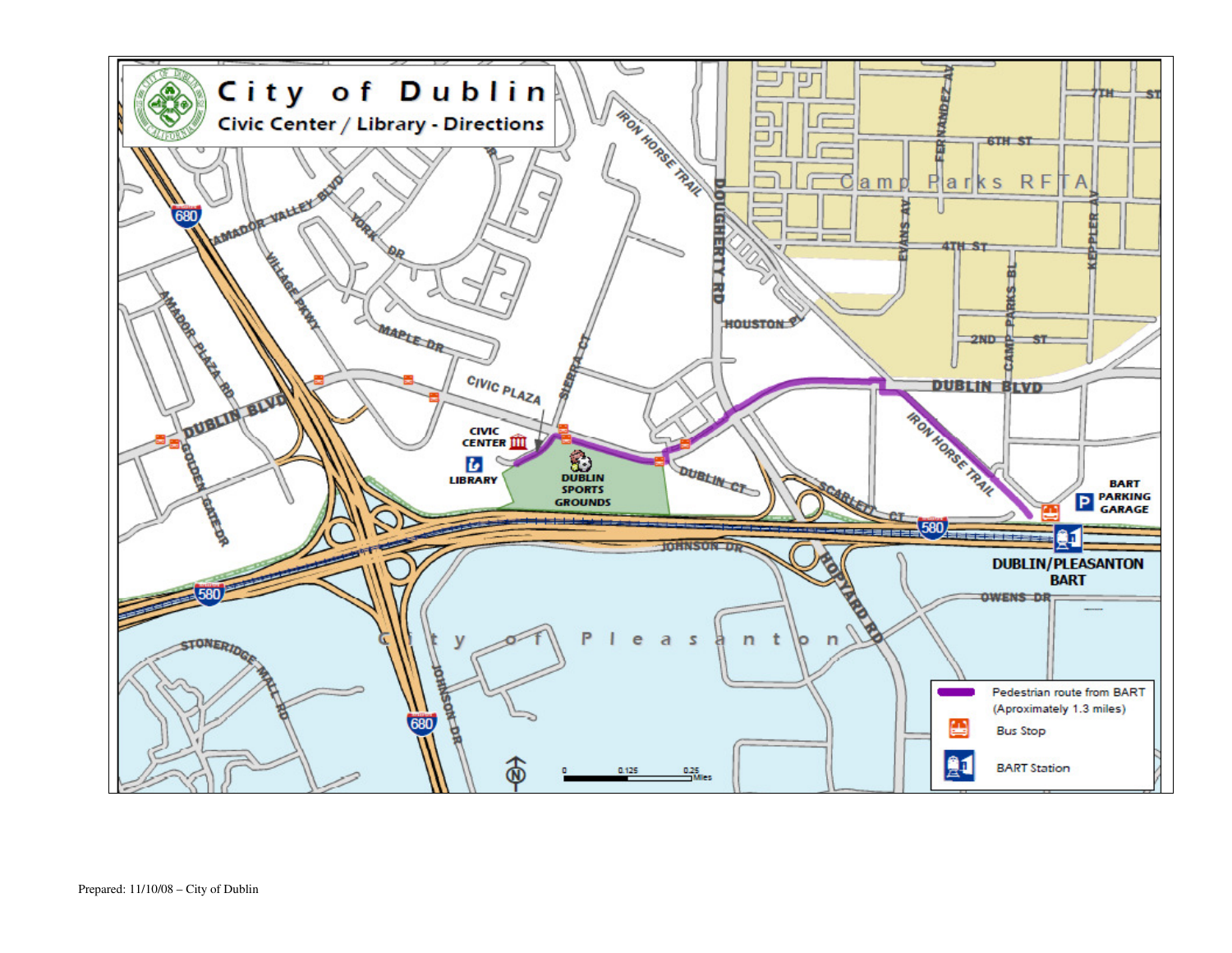# City of Dublin

## Civic Center / Library - Directions

CIVIC CENTER

LIBRARY

DUBLIN SPORTS GROUNDS

BART PARKING GARAGE

DUBLIN/PLEASANTON BART

Camp Parks RFTA

City of Pleasanton

IRON HORSE TRAIL

DOUGHERTY RD

HOUSTON PL

DUBLIN BLVD

IRON HORSE TRAIL

DUBLIN CT

SCARLETT CT

JOHNSON DR

HOPYARD RD

OWENS DR

STONERIDGE MALL RD

JOHNSON DR

AMADOR VALLEY BLVD

YORK DR

VILLAGE PKWY

MAPLE DR

CIVIC PLAZA

SIERRA CT

AMADOR PLAZA RD

DUBLIN BLVD

GOLDEN GATE DR

FERNANDEZ AV

EVANS AV

CAMP PARKS BL

KEPPLER AV

7TH ST

6TH ST

4TH ST

2ND ST

680

580

0 0.125 0.25 Miles

Pedestrian route from BART (Aproximately 1.3 miles)

Bus Stop

BART Station

Prepared: 11/10/08 – City of Dublin